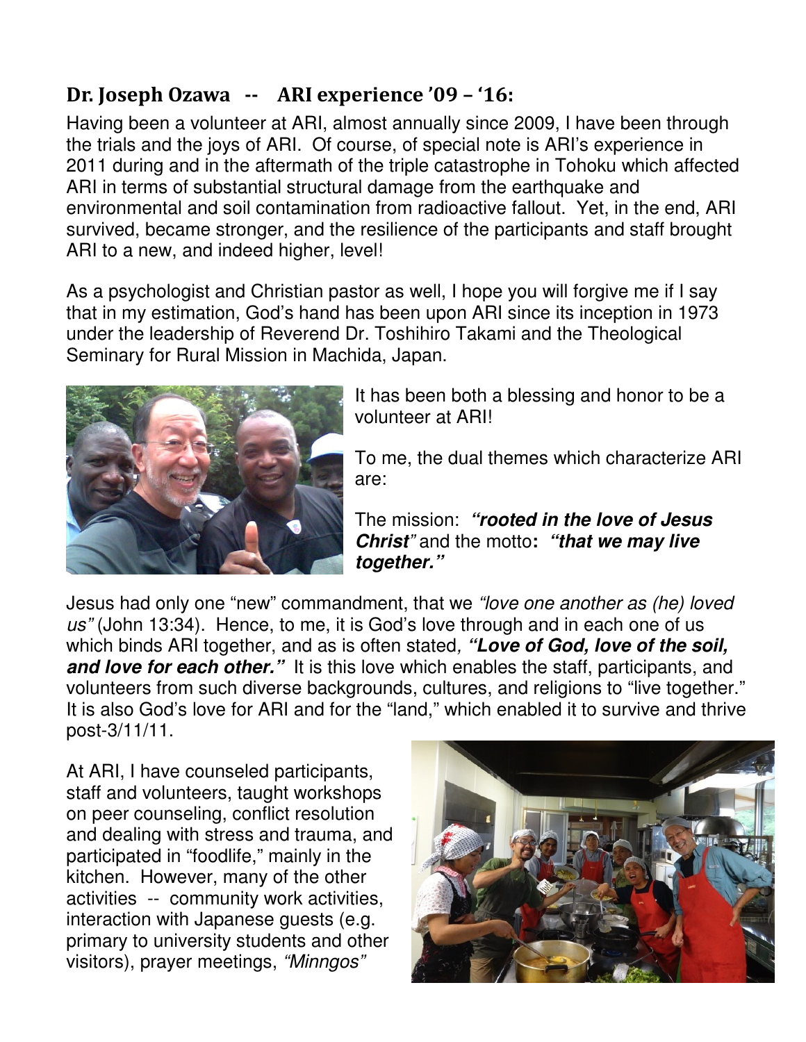## Dr. Joseph Ozawa -- ARI experience '09 – '16:

Having been a volunteer at ARI, almost annually since 2009, I have been through the trials and the joys of ARI. Of course, of special note is ARI's experience in 2011 during and in the aftermath of the triple catastrophe in Tohoku which affected ARI in terms of substantial structural damage from the earthquake and environmental and soil contamination from radioactive fallout. Yet, in the end, ARI survived, became stronger, and the resilience of the participants and staff brought ARI to a new, and indeed higher, level!

As a psychologist and Christian pastor as well, I hope you will forgive me if I say that in my estimation, God's hand has been upon ARI since its inception in 1973 under the leadership of Reverend Dr. Toshihiro Takami and the Theological Seminary for Rural Mission in Machida, Japan.

It has been both a blessing and honor to be a volunteer at ARI!

To me, the dual themes which characterize ARI are:

The mission: ***"rooted in the love of Jesus Christ"*** and the motto**:** ***"that we may live together."***

Jesus had only one "new" commandment, that we *"love one another as (he) loved us"* (John 13:34). Hence, to me, it is God's love through and in each one of us which binds ARI together, and as is often stated*,* ***"Love of God, love of the soil, and love for each other."*** It is this love which enables the staff, participants, and volunteers from such diverse backgrounds, cultures, and religions to "live together." It is also God's love for ARI and for the "land," which enabled it to survive and thrive post-3/11/11.

At ARI, I have counseled participants, staff and volunteers, taught workshops on peer counseling, conflict resolution and dealing with stress and trauma, and participated in "foodlife," mainly in the kitchen. However, many of the other activities -- community work activities, interaction with Japanese guests (e.g. primary to university students and other visitors), prayer meetings, *"Minngos"*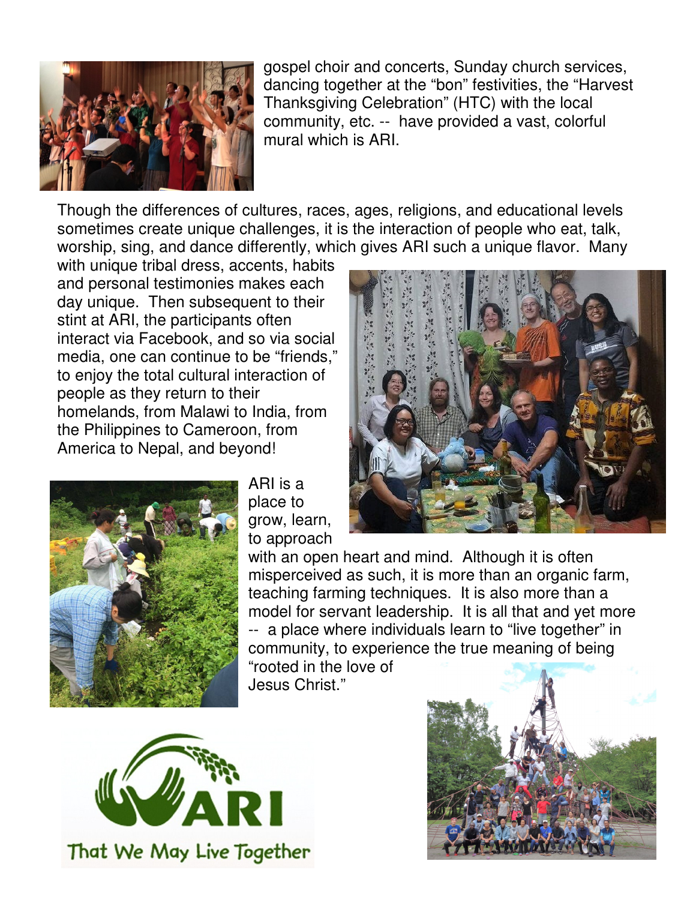gospel choir and concerts, Sunday church services, dancing together at the "bon" festivities, the "Harvest Thanksgiving Celebration" (HTC) with the local community, etc. -- have provided a vast, colorful mural which is ARI.

Though the differences of cultures, races, ages, religions, and educational levels sometimes create unique challenges, it is the interaction of people who eat, talk, worship, sing, and dance differently, which gives ARI such a unique flavor. Many with unique tribal dress, accents, habits and personal testimonies makes each day unique. Then subsequent to their stint at ARI, the participants often interact via Facebook, and so via social media, one can continue to be "friends," to enjoy the total cultural interaction of people as they return to their homelands, from Malawi to India, from the Philippines to Cameroon, from America to Nepal, and beyond!

ARI is a place to grow, learn, to approach with an open heart and mind. Although it is often misperceived as such, it is more than an organic farm, teaching farming techniques. It is also more than a model for servant leadership. It is all that and yet more -- a place where individuals learn to "live together" in community, to experience the true meaning of being "rooted in the love of Jesus Christ."

ARI

That We May Live Together